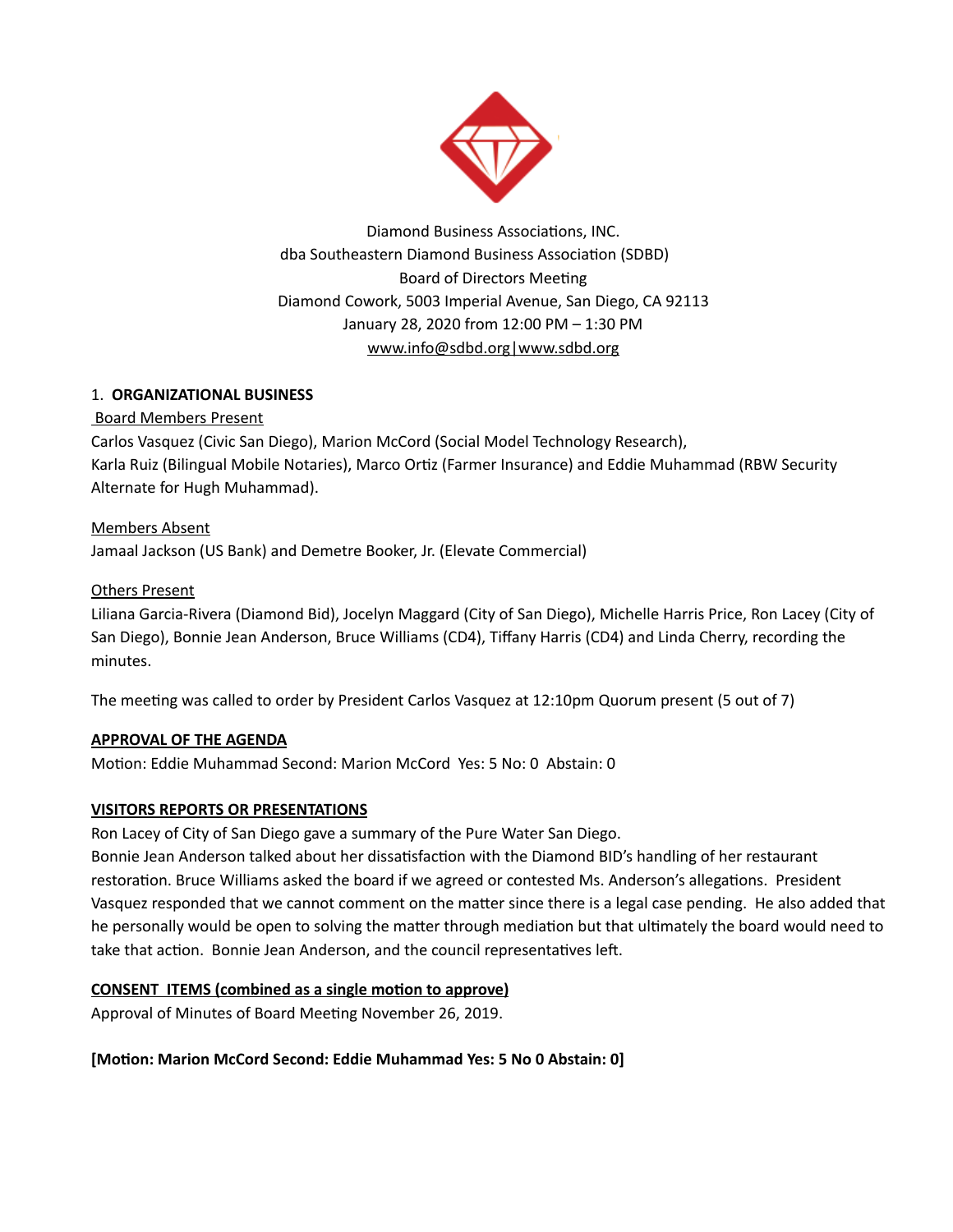Diamond Business Associations, INC.
dba Southeastern Diamond Business Association (SDBD)
Board of Directors Meeting
Diamond Cowork, 5003 Imperial Avenue, San Diego, CA 92113
January 28, 2020 from 12:00 PM – 1:30 PM
www.info@sdbd.org|www.sdbd.org

1. **ORGANIZATIONAL BUSINESS**

Board Members Present

Carlos Vasquez (Civic San Diego), Marion McCord (Social Model Technology Research), Karla Ruiz (Bilingual Mobile Notaries), Marco Ortiz (Farmer Insurance) and Eddie Muhammad (RBW Security Alternate for Hugh Muhammad).

Members Absent

Jamaal Jackson (US Bank) and Demetre Booker, Jr. (Elevate Commercial)

Others Present

Liliana Garcia-Rivera (Diamond Bid), Jocelyn Maggard (City of San Diego), Michelle Harris Price, Ron Lacey (City of San Diego), Bonnie Jean Anderson, Bruce Williams (CD4), Tiffany Harris (CD4) and Linda Cherry, recording the minutes.

The meeting was called to order by President Carlos Vasquez at 12:10pm Quorum present (5 out of 7)

**APPROVAL OF THE AGENDA**

Motion: Eddie Muhammad Second: Marion McCord Yes: 5 No: 0 Abstain: 0

**VISITORS REPORTS OR PRESENTATIONS**

Ron Lacey of City of San Diego gave a summary of the Pure Water San Diego.
Bonnie Jean Anderson talked about her dissatisfaction with the Diamond BID's handling of her restaurant restoration. Bruce Williams asked the board if we agreed or contested Ms. Anderson's allegations. President Vasquez responded that we cannot comment on the matter since there is a legal case pending. He also added that he personally would be open to solving the matter through mediation but that ultimately the board would need to take that action. Bonnie Jean Anderson, and the council representatives left.

**CONSENT ITEMS (combined as a single motion to approve)**

Approval of Minutes of Board Meeting November 26, 2019.

**[Motion: Marion McCord Second: Eddie Muhammad Yes: 5 No 0 Abstain: 0]**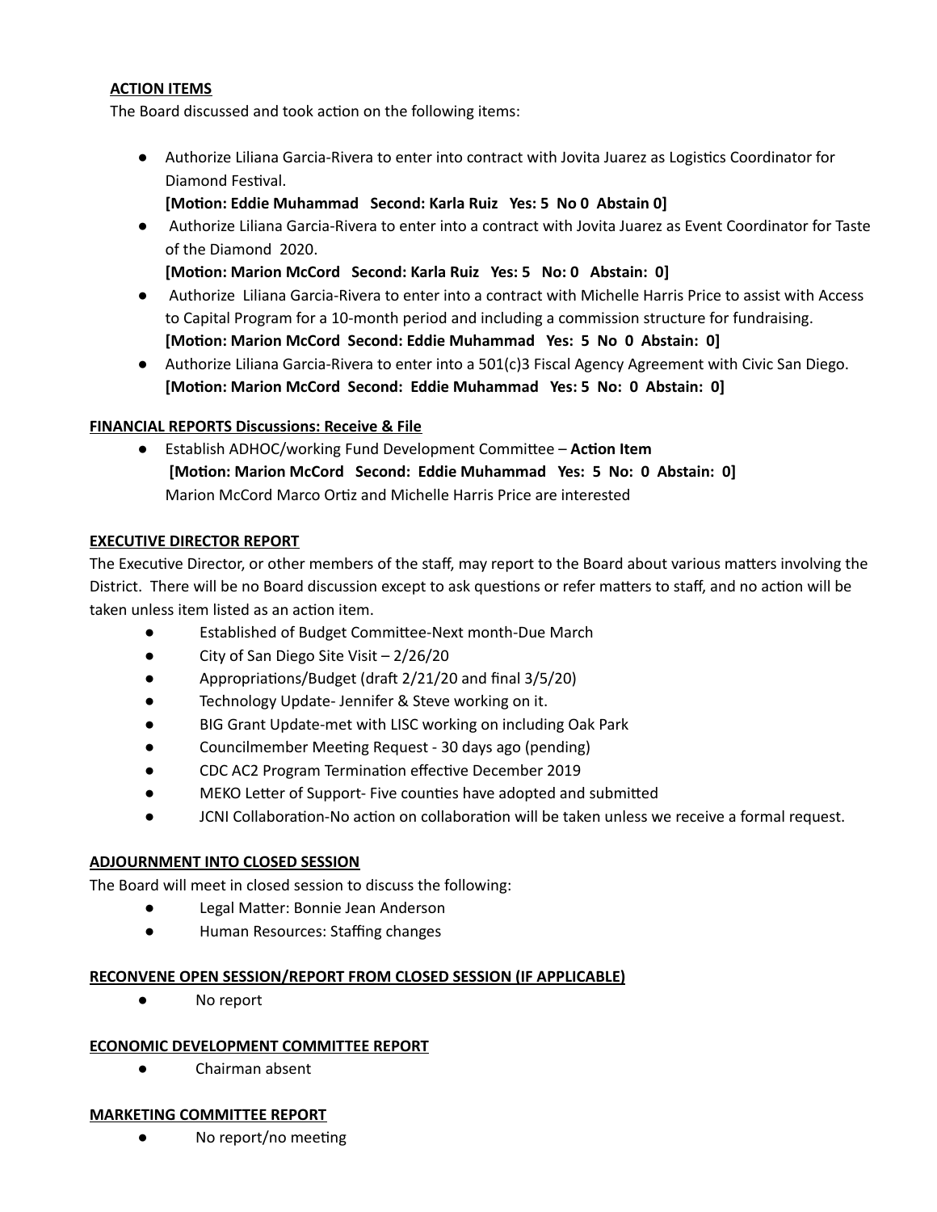**ACTION ITEMS**

The Board discussed and took action on the following items:

- Authorize Liliana Garcia-Rivera to enter into contract with Jovita Juarez as Logistics Coordinator for Diamond Festival.
  **[Motion: Eddie Muhammad Second: Karla Ruiz Yes: 5 No 0 Abstain 0]**
- Authorize Liliana Garcia-Rivera to enter into a contract with Jovita Juarez as Event Coordinator for Taste of the Diamond 2020.
  **[Motion: Marion McCord Second: Karla Ruiz Yes: 5 No: 0 Abstain: 0]**
- Authorize Liliana Garcia-Rivera to enter into a contract with Michelle Harris Price to assist with Access to Capital Program for a 10-month period and including a commission structure for fundraising.
  **[Motion: Marion McCord Second: Eddie Muhammad Yes: 5 No 0 Abstain: 0]**
- Authorize Liliana Garcia-Rivera to enter into a 501(c)3 Fiscal Agency Agreement with Civic San Diego.
  **[Motion: Marion McCord Second: Eddie Muhammad Yes: 5 No: 0 Abstain: 0]**

**FINANCIAL REPORTS Discussions: Receive & File**

- Establish ADHOC/working Fund Development Committee – **Action Item**
  **[Motion: Marion McCord Second: Eddie Muhammad Yes: 5 No: 0 Abstain: 0]**
  Marion McCord Marco Ortiz and Michelle Harris Price are interested

**EXECUTIVE DIRECTOR REPORT**

The Executive Director, or other members of the staff, may report to the Board about various matters involving the District. There will be no Board discussion except to ask questions or refer matters to staff, and no action will be taken unless item listed as an action item.

- Established of Budget Committee-Next month-Due March
- City of San Diego Site Visit – 2/26/20
- Appropriations/Budget (draft 2/21/20 and final 3/5/20)
- Technology Update- Jennifer & Steve working on it.
- BIG Grant Update-met with LISC working on including Oak Park
- Councilmember Meeting Request - 30 days ago (pending)
- CDC AC2 Program Termination effective December 2019
- MEKO Letter of Support- Five counties have adopted and submitted
- JCNI Collaboration-No action on collaboration will be taken unless we receive a formal request.

**ADJOURNMENT INTO CLOSED SESSION**

The Board will meet in closed session to discuss the following:

- Legal Matter: Bonnie Jean Anderson
- Human Resources: Staffing changes

**RECONVENE OPEN SESSION/REPORT FROM CLOSED SESSION (IF APPLICABLE)**

- No report

**ECONOMIC DEVELOPMENT COMMITTEE REPORT**

- Chairman absent

**MARKETING COMMITTEE REPORT**

- No report/no meeting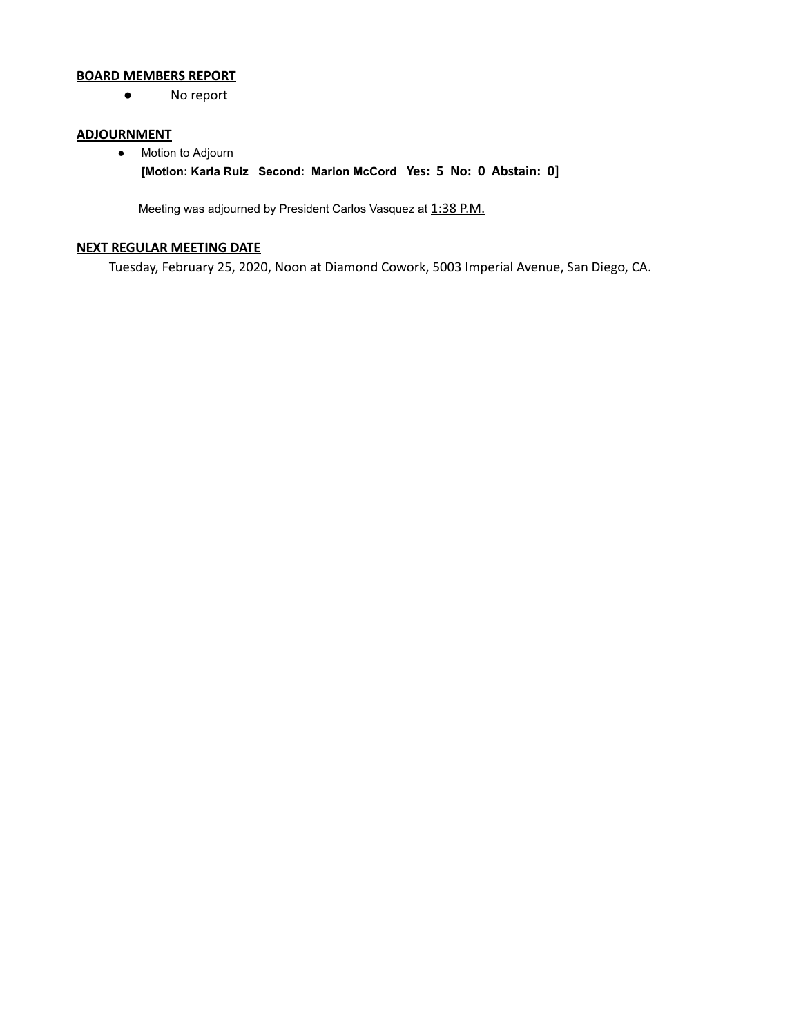**BOARD MEMBERS REPORT**

- No report

**ADJOURNMENT**

- Motion to Adjourn
  **[Motion: Karla Ruiz Second: Marion McCord Yes: 5 No: 0 Abstain: 0]**

Meeting was adjourned by President Carlos Vasquez at 1:38 P.M.

**NEXT REGULAR MEETING DATE**

Tuesday, February 25, 2020, Noon at Diamond Cowork, 5003 Imperial Avenue, San Diego, CA.